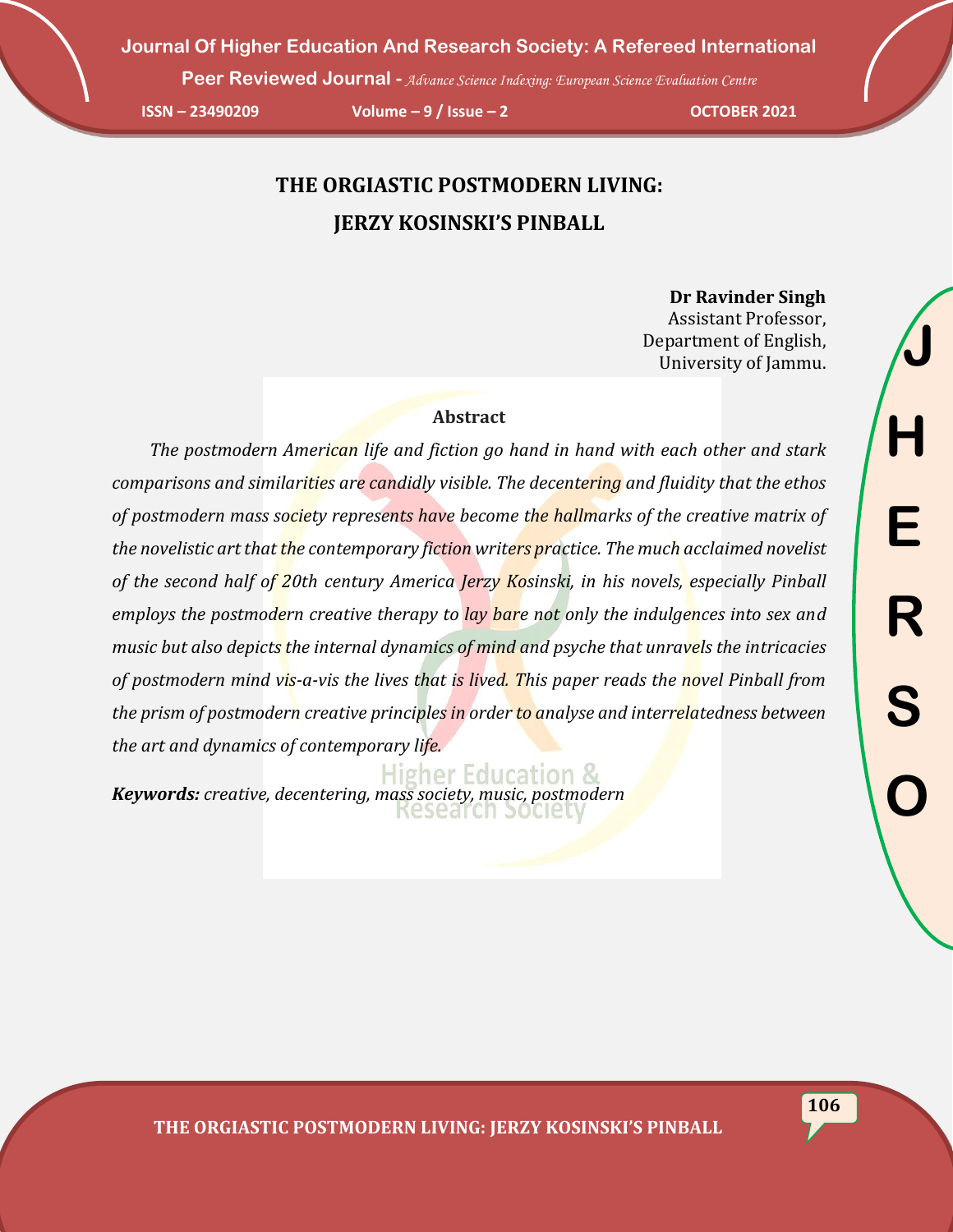# THE ORGIASTIC POSTMODERN LIVING: JERZY KOSINSKI'S PINBALL

**Dr Ravinder Singh**
Assistant Professor,
Department of English,
University of Jammu.

## Abstract

*The postmodern American life and fiction go hand in hand with each other and stark comparisons and similarities are candidly visible. The decentering and fluidity that the ethos of postmodern mass society represents have become the hallmarks of the creative matrix of the novelistic art that the contemporary fiction writers practice. The much acclaimed novelist of the second half of 20th century America Jerzy Kosinski, in his novels, especially Pinball employs the postmodern creative therapy to lay bare not only the indulgences into sex and music but also depicts the internal dynamics of mind and psyche that unravels the intricacies of postmodern mind vis-a-vis the lives that is lived. This paper reads the novel Pinball from the prism of postmodern creative principles in order to analyse and interrelatedness between the art and dynamics of contemporary life.*

***Keywords:*** *creative, decentering, mass society, music, postmodern*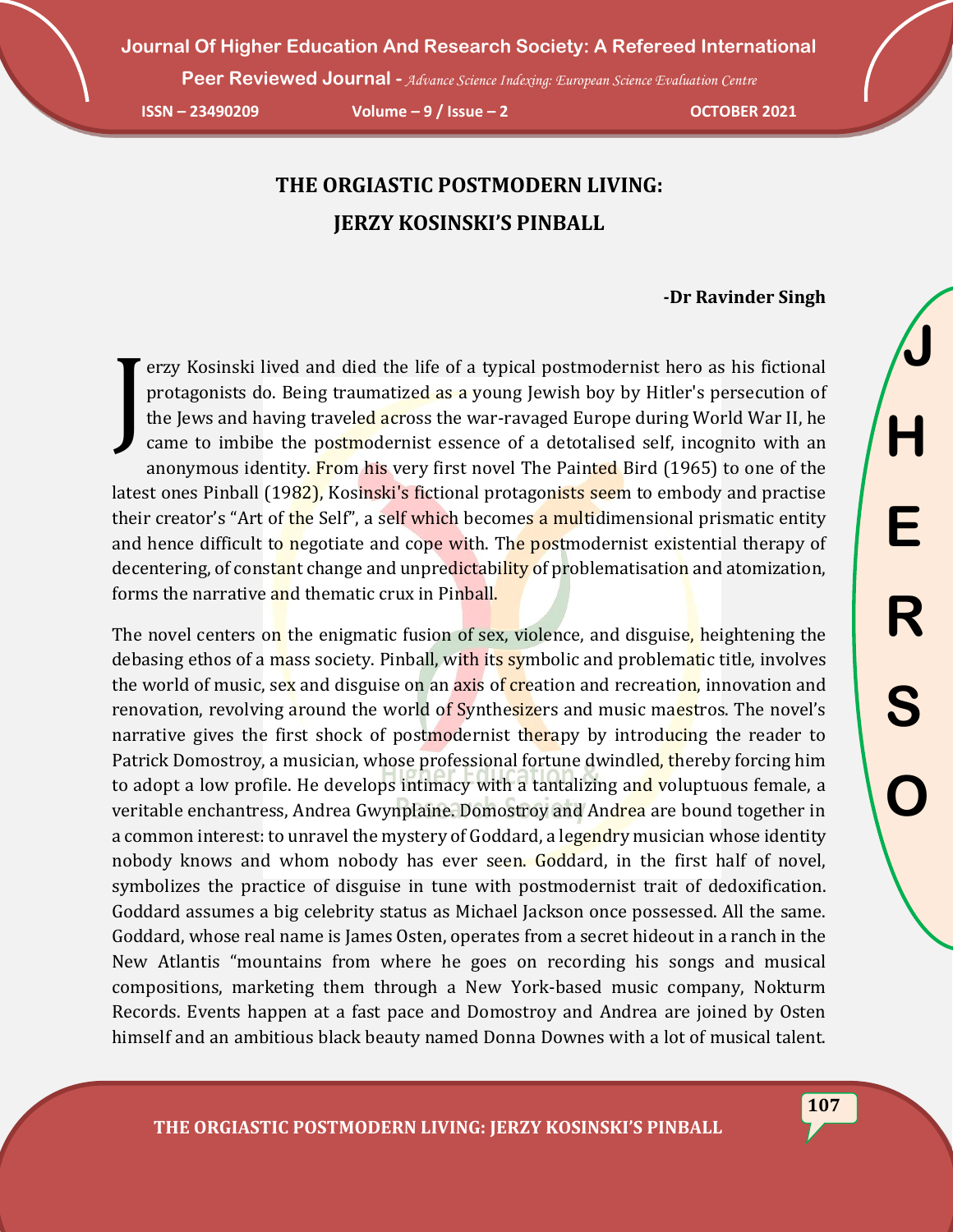# THE ORGIASTIC POSTMODERN LIVING:
# JERZY KOSINSKI'S PINBALL

**-Dr Ravinder Singh**

Jerzy Kosinski lived and died the life of a typical postmodernist hero as his fictional protagonists do. Being traumatized as a young Jewish boy by Hitler's persecution of the Jews and having traveled across the war-ravaged Europe during World War II, he came to imbibe the postmodernist essence of a detotalised self, incognito with an anonymous identity. From his very first novel The Painted Bird (1965) to one of the latest ones Pinball (1982), Kosinski's fictional protagonists seem to embody and practise their creator's "Art of the Self", a self which becomes a multidimensional prismatic entity and hence difficult to negotiate and cope with. The postmodernist existential therapy of decentering, of constant change and unpredictability of problematisation and atomization, forms the narrative and thematic crux in Pinball.

The novel centers on the enigmatic fusion of sex, violence, and disguise, heightening the debasing ethos of a mass society. Pinball, with its symbolic and problematic title, involves the world of music, sex and disguise on an axis of creation and recreation, innovation and renovation, revolving around the world of Synthesizers and music maestros. The novel's narrative gives the first shock of postmodernist therapy by introducing the reader to Patrick Domostroy, a musician, whose professional fortune dwindled, thereby forcing him to adopt a low profile. He develops intimacy with a tantalizing and voluptuous female, a veritable enchantress, Andrea Gwynplaine. Domostroy and Andrea are bound together in a common interest: to unravel the mystery of Goddard, a legendry musician whose identity nobody knows and whom nobody has ever seen. Goddard, in the first half of novel, symbolizes the practice of disguise in tune with postmodernist trait of dedoxification. Goddard assumes a big celebrity status as Michael Jackson once possessed. All the same. Goddard, whose real name is James Osten, operates from a secret hideout in a ranch in the New Atlantis "mountains from where he goes on recording his songs and musical compositions, marketing them through a New York-based music company, Nokturm Records. Events happen at a fast pace and Domostroy and Andrea are joined by Osten himself and an ambitious black beauty named Donna Downes with a lot of musical talent.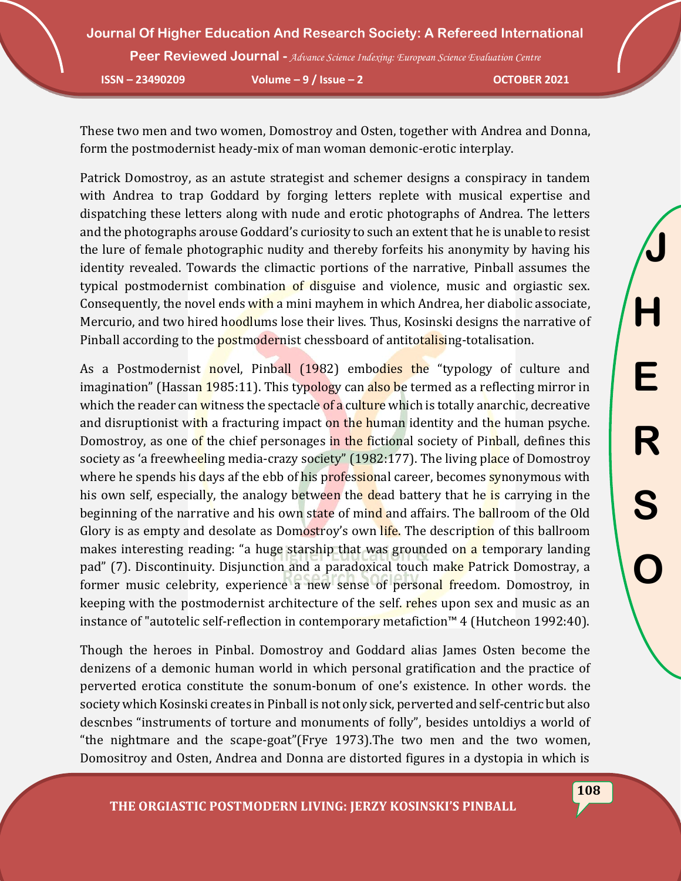These two men and two women, Domostroy and Osten, together with Andrea and Donna, form the postmodernist heady-mix of man woman demonic-erotic interplay.

Patrick Domostroy, as an astute strategist and schemer designs a conspiracy in tandem with Andrea to trap Goddard by forging letters replete with musical expertise and dispatching these letters along with nude and erotic photographs of Andrea. The letters and the photographs arouse Goddard's curiosity to such an extent that he is unable to resist the lure of female photographic nudity and thereby forfeits his anonymity by having his identity revealed. Towards the climactic portions of the narrative, Pinball assumes the typical postmodernist combination of disguise and violence, music and orgiastic sex. Consequently, the novel ends with a mini mayhem in which Andrea, her diabolic associate, Mercurio, and two hired hoodlums lose their lives. Thus, Kosinski designs the narrative of Pinball according to the postmodernist chessboard of antitotalising-totalisation.

As a Postmodernist novel, Pinball (1982) embodies the "typology of culture and imagination" (Hassan 1985:11). This typology can also be termed as a reflecting mirror in which the reader can witness the spectacle of a culture which is totally anarchic, decreative and disruptionist with a fracturing impact on the human identity and the human psyche. Domostroy, as one of the chief personages in the fictional society of Pinball, defines this society as 'a freewheeling media-crazy society" (1982:177). The living place of Domostroy where he spends his days af the ebb of his professional career, becomes synonymous with his own self, especially, the analogy between the dead battery that he is carrying in the beginning of the narrative and his own state of mind and affairs. The ballroom of the Old Glory is as empty and desolate as Domostroy's own life. The description of this ballroom makes interesting reading: "a huge starship that was grounded on a temporary landing pad" (7). Discontinuity. Disjunction and a paradoxical touch make Patrick Domostray, a former music celebrity, experience a new sense of personal freedom. Domostroy, in keeping with the postmodernist architecture of the self. relies upon sex and music as an instance of "autotelic self-reflection in contemporary metafiction™ 4 (Hutcheon 1992:40).

Though the heroes in Pinbal. Domostroy and Goddard alias James Osten become the denizens of a demonic human world in which personal gratification and the practice of perverted erotica constitute the sonum-bonum of one's existence. In other words. the society which Kosinski creates in Pinball is not only sick, perverted and self-centric but also descnbes "instruments of torture and monuments of folly", besides untoldiys a world of "the nightmare and the scape-goat"(Frye 1973).The two men and the two women, Domositroy and Osten, Andrea and Donna are distorted figures in a dystopia in which is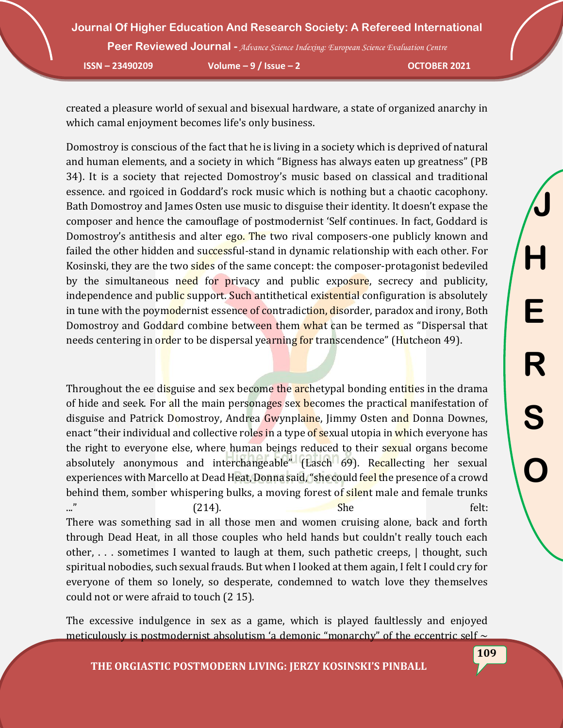created a pleasure world of sexual and bisexual hardware, a state of organized anarchy in which camal enjoyment becomes life's only business.

Domostroy is conscious of the fact that he is living in a society which is deprived of natural and human elements, and a society in which “Bigness has always eaten up greatness” (PB 34). It is a society that rejected Domostroy’s music based on classical and traditional essence. and rgoiced in Goddard’s rock music which is nothing but a chaotic cacophony. Bath Domostroy and James Osten use music to disguise their identity. It doesn’t expase the composer and hence the camouflage of postmodernist ‘Self continues. In fact, Goddard is Domostroy’s antithesis and alter ego. The two rival composers-one publicly known and failed the other hidden and successful-stand in dynamic relationship with each other. For Kosinski, they are the two sides of the same concept: the composer-protagonist bedeviled by the simultaneous need for privacy and public exposure, secrecy and publicity, independence and public support. Such antithetical existential configuration is absolutely in tune with the poymodernist essence of contradiction, disorder, paradox and irony, Both Domostroy and Goddard combine between them what can be termed as “Dispersal that needs centering in order to be dispersal yearning for transcendence” (Hutcheon 49).

Throughout the ee disguise and sex become the archetypal bonding entities in the drama of hide and seek. For all the main personages sex becomes the practical manifestation of disguise and Patrick Domostroy, Andrea Gwynplaine, Jimmy Osten and Donna Downes, enact “their individual and collective roles in a type of sexual utopia in which everyone has the right to everyone else, where human beings reduced to their sexual organs become absolutely anonymous and interchangeable” (Lasch 69). Recallecting her sexual experiences with Marcello at Dead Heat, Donna said, “she could feel the presence of a crowd behind them, somber whispering bulks, a moving forest of silent male and female trunks ...” (214). She felt:

There was something sad in all those men and women cruising alone, back and forth through Dead Heat, in all those couples who held hands but couldn't really touch each other, . . . sometimes I wanted to laugh at them, such pathetic creeps, | thought, such spiritual nobodies, such sexual frauds. But when I looked at them again, I felt I could cry for everyone of them so lonely, so desperate, condemned to watch love they themselves could not or were afraid to touch (2 15).

The excessive indulgence in sex as a game, which is played faultlessly and enjoyed meticulously is postmodernist absolutism ‘a demonic “monarchy” of the eccentric self ~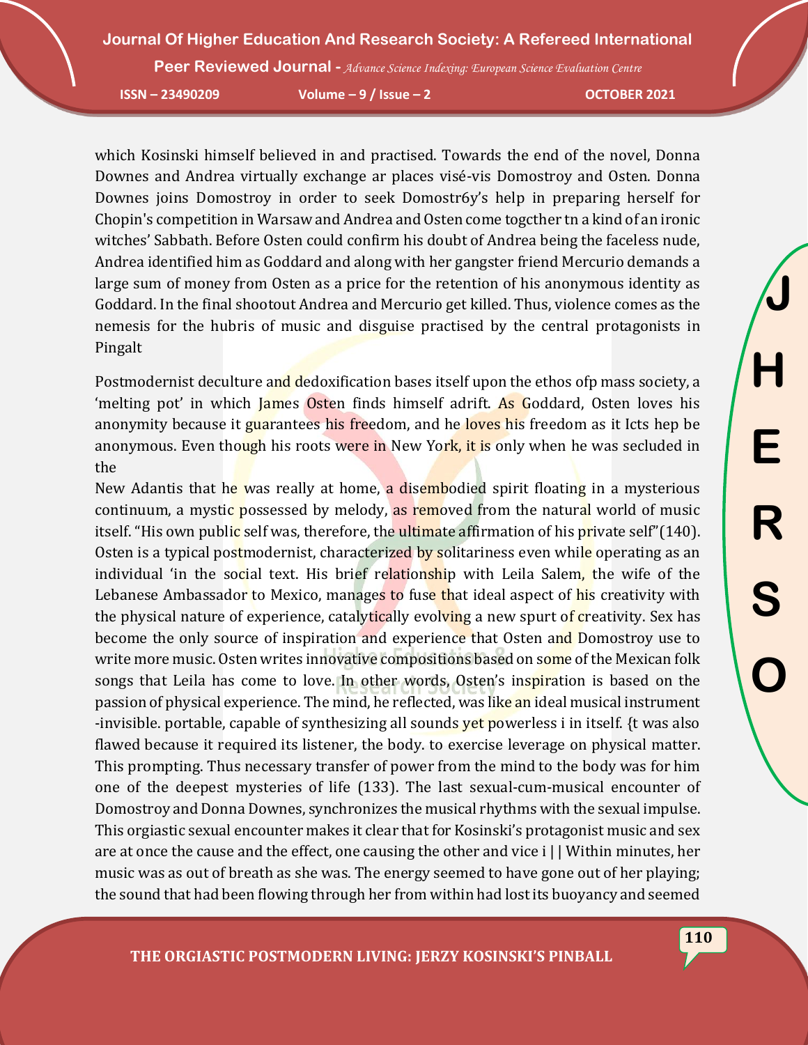which Kosinski himself believed in and practised. Towards the end of the novel, Donna Downes and Andrea virtually exchange ar places visé-vis Domostroy and Osten. Donna Downes joins Domostroy in order to seek Domostr6y's help in preparing herself for Chopin's competition in Warsaw and Andrea and Osten come togcther tn a kind of an ironic witches' Sabbath. Before Osten could confirm his doubt of Andrea being the faceless nude, Andrea identified him as Goddard and along with her gangster friend Mercurio demands a large sum of money from Osten as a price for the retention of his anonymous identity as Goddard. In the final shootout Andrea and Mercurio get killed. Thus, violence comes as the nemesis for the hubris of music and disguise practised by the central protagonists in Pingalt

Postmodernist deculture and dedoxification bases itself upon the ethos ofp mass society, a 'melting pot' in which James Osten finds himself adrift. As Goddard, Osten loves his anonymity because it guarantees his freedom, and he loves his freedom as it Icts hep be anonymous. Even though his roots were in New York, it is only when he was secluded in the

New Adantis that he was really at home, a disembodied spirit floating in a mysterious continuum, a mystic possessed by melody, as removed from the natural world of music itself. "His own public self was, therefore, the ultimate affirmation of his private self"(140). Osten is a typical postmodernist, characterized by solitariness even while operating as an individual 'in the social text. His brief relationship with Leila Salem, the wife of the Lebanese Ambassador to Mexico, manages to fuse that ideal aspect of his creativity with the physical nature of experience, catalytically evolving a new spurt of creativity. Sex has become the only source of inspiration and experience that Osten and Domostroy use to write more music. Osten writes innovative compositions based on some of the Mexican folk songs that Leila has come to love. In other words, Osten's inspiration is based on the passion of physical experience. The mind, he reflected, was like an ideal musical instrument -invisible. portable, capable of synthesizing all sounds yet powerless i in itself. {t was also flawed because it required its listener, the body. to exercise leverage on physical matter. This prompting. Thus necessary transfer of power from the mind to the body was for him one of the deepest mysteries of life (133). The last sexual-cum-musical encounter of Domostroy and Donna Downes, synchronizes the musical rhythms with the sexual impulse. This orgiastic sexual encounter makes it clear that for Kosinski's protagonist music and sex are at once the cause and the effect, one causing the other and vice i | | Within minutes, her music was as out of breath as she was. The energy seemed to have gone out of her playing; the sound that had been flowing through her from within had lost its buoyancy and seemed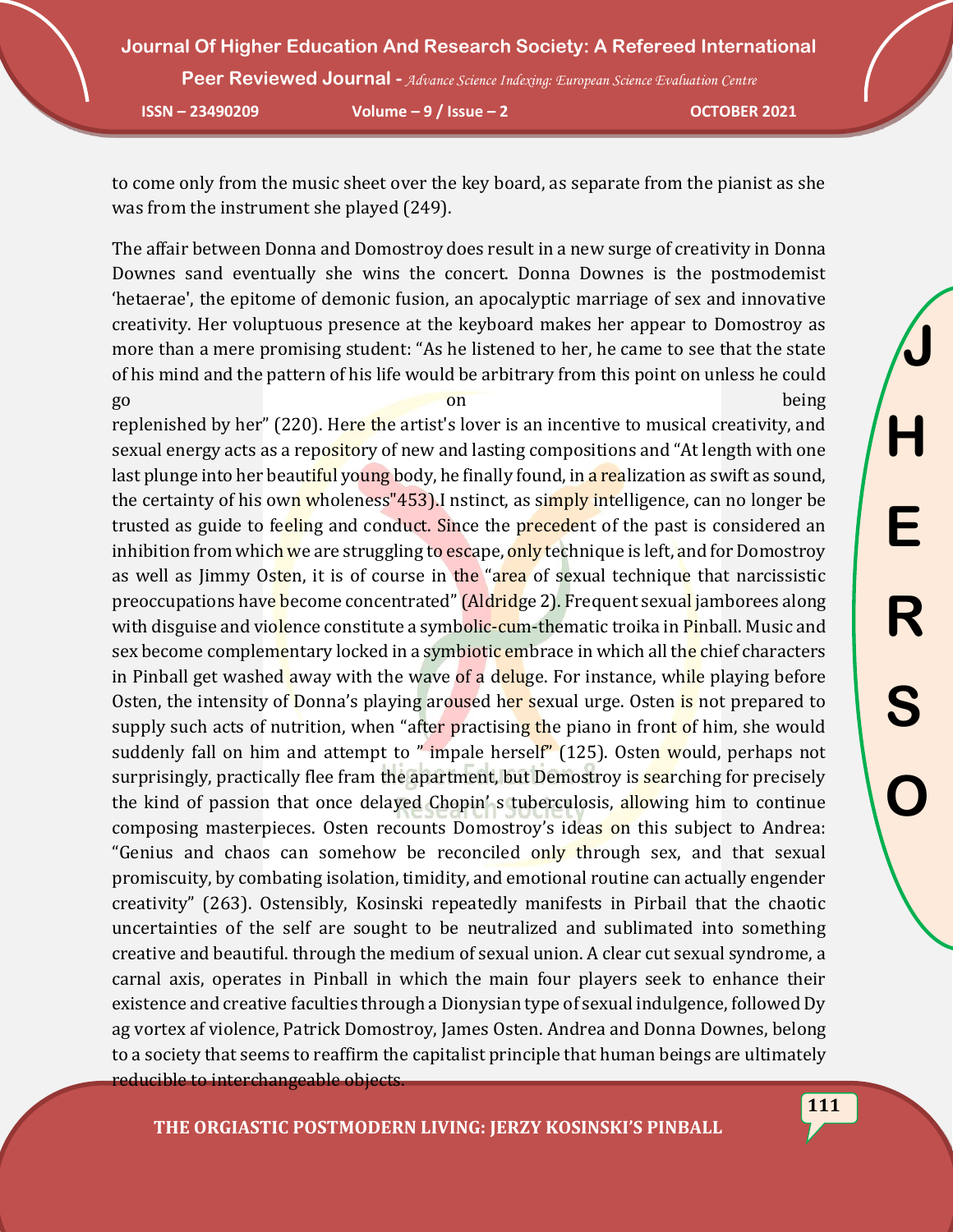to come only from the music sheet over the key board, as separate from the pianist as she was from the instrument she played (249).

The affair between Donna and Domostroy does result in a new surge of creativity in Donna Downes sand eventually she wins the concert. Donna Downes is the postmodemist 'hetaerae', the epitome of demonic fusion, an apocalyptic marriage of sex and innovative creativity. Her voluptuous presence at the keyboard makes her appear to Domostroy as more than a mere promising student: "As he listened to her, he came to see that the state of his mind and the pattern of his life would be arbitrary from this point on unless he could go on being replenished by her" (220). Here the artist's lover is an incentive to musical creativity, and sexual energy acts as a repository of new and lasting compositions and "At length with one last plunge into her beautiful young body, he finally found, in a realization as swift as sound, the certainty of his own wholeness"453).I nstinct, as simply intelligence, can no longer be trusted as guide to feeling and conduct. Since the precedent of the past is considered an inhibition from which we are struggling to escape, only technique is left, and for Domostroy as well as Jimmy Osten, it is of course in the "area of sexual technique that narcissistic preoccupations have become concentrated" (Aldridge 2). Frequent sexual jamborees along with disguise and violence constitute a symbolic-cum-thematic troika in Pinball. Music and sex become complementary locked in a symbiotic embrace in which all the chief characters in Pinball get washed away with the wave of a deluge. For instance, while playing before Osten, the intensity of Donna's playing aroused her sexual urge. Osten is not prepared to supply such acts of nutrition, when "after practising the piano in front of him, she would suddenly fall on him and attempt to " impale herself" (125). Osten would, perhaps not surprisingly, practically flee fram the apartment, but Demostroy is searching for precisely the kind of passion that once delayed Chopin' s tuberculosis, allowing him to continue composing masterpieces. Osten recounts Domostroy's ideas on this subject to Andrea: "Genius and chaos can somehow be reconciled only through sex, and that sexual promiscuity, by combating isolation, timidity, and emotional routine can actually engender creativity" (263). Ostensibly, Kosinski repeatedly manifests in Pirbail that the chaotic uncertainties of the self are sought to be neutralized and sublimated into something creative and beautiful. through the medium of sexual union. A clear cut sexual syndrome, a carnal axis, operates in Pinball in which the main four players seek to enhance their existence and creative faculties through a Dionysian type of sexual indulgence, followed Dy ag vortex af violence, Patrick Domostroy, James Osten. Andrea and Donna Downes, belong to a society that seems to reaffirm the capitalist principle that human beings are ultimately reducible to interchangeable objects.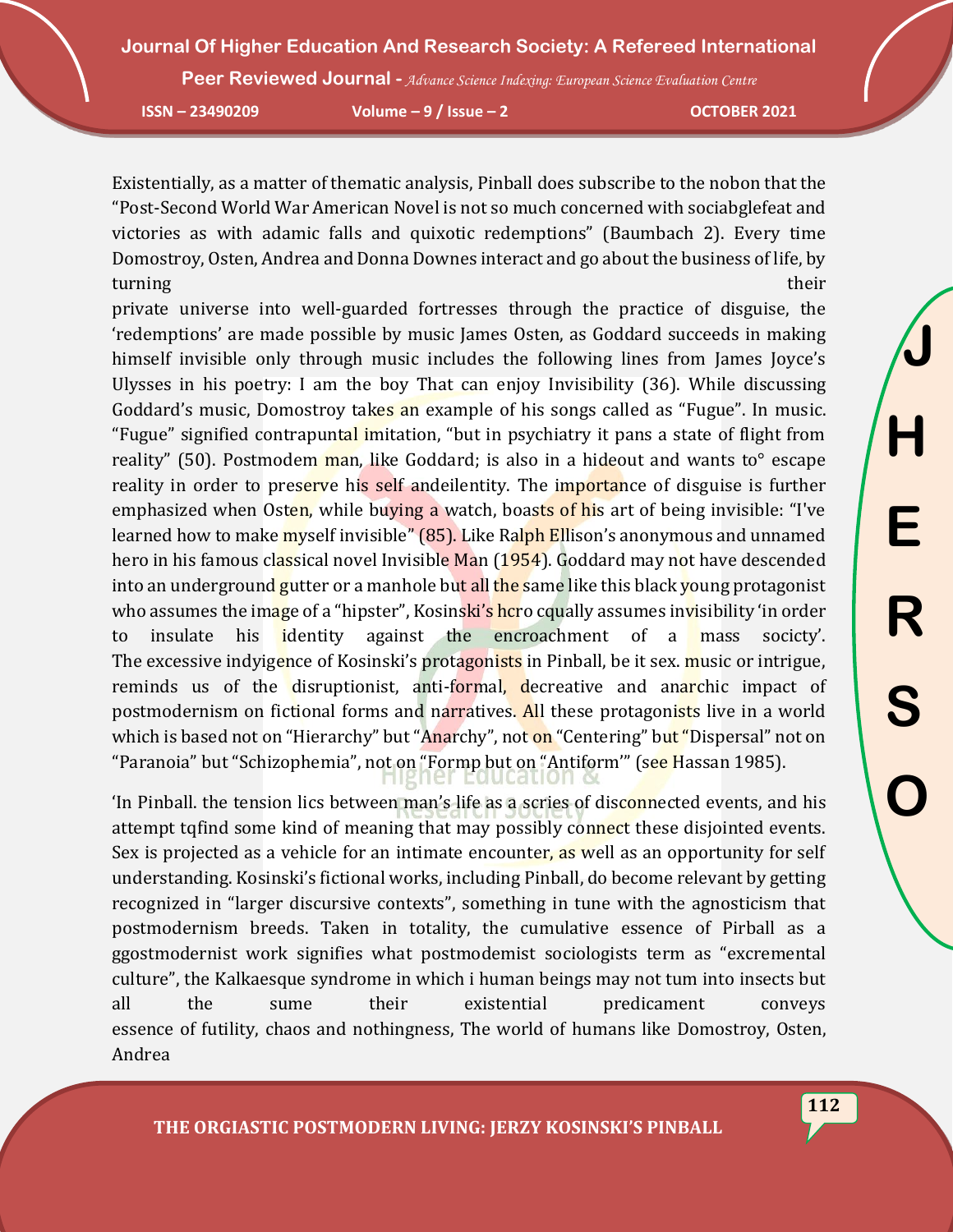Existentially, as a matter of thematic analysis, Pinball does subscribe to the nobon that the "Post-Second World War American Novel is not so much concerned with sociabglefeat and victories as with adamic falls and quixotic redemptions" (Baumbach 2). Every time Domostroy, Osten, Andrea and Donna Downes interact and go about the business of life, by turning their private universe into well-guarded fortresses through the practice of disguise, the 'redemptions' are made possible by music James Osten, as Goddard succeeds in making himself invisible only through music includes the following lines from James Joyce's Ulysses in his poetry: I am the boy That can enjoy Invisibility (36). While discussing Goddard's music, Domostroy takes an example of his songs called as "Fugue". In music. "Fugue" signified contrapuntal imitation, "but in psychiatry it pans a state of flight from reality" (50). Postmodem man, like Goddard; is also in a hideout and wants to° escape reality in order to preserve his self andeilentity. The importance of disguise is further emphasized when Osten, while buying a watch, boasts of his art of being invisible: "I've learned how to make myself invisible" (85). Like Ralph Ellison's anonymous and unnamed hero in his famous classical novel Invisible Man (1954). Goddard may not have descended into an underground gutter or a manhole but all the same like this black young protagonist who assumes the image of a "hipster", Kosinski's hcro cqually assumes invisibility 'in order to insulate his identity against the encroachment of a mass socicty'. The excessive indyigence of Kosinski's protagonists in Pinball, be it sex. music or intrigue, reminds us of the disruptionist, anti-formal, decreative and anarchic impact of postmodernism on fictional forms and narratives. All these protagonists live in a world which is based not on "Hierarchy" but "Anarchy", not on "Centering" but "Dispersal" not on "Paranoia" but "Schizophemia", not on "Formp but on "Antiform'" (see Hassan 1985).

'In Pinball. the tension lics between man's life as a scries of disconnected events, and his attempt tqfind some kind of meaning that may possibly connect these disjointed events. Sex is projected as a vehicle for an intimate encounter, as well as an opportunity for self understanding. Kosinski's fictional works, including Pinball, do become relevant by getting recognized in "larger discursive contexts", something in tune with the agnosticism that postmodernism breeds. Taken in totality, the cumulative essence of Pirball as a ggostmodernist work signifies what postmodemist sociologists term as "excremental culture", the Kalkaesque syndrome in which i human beings may not tum into insects but all the sume their existential predicament conveys essence of futility, chaos and nothingness, The world of humans like Domostroy, Osten, Andrea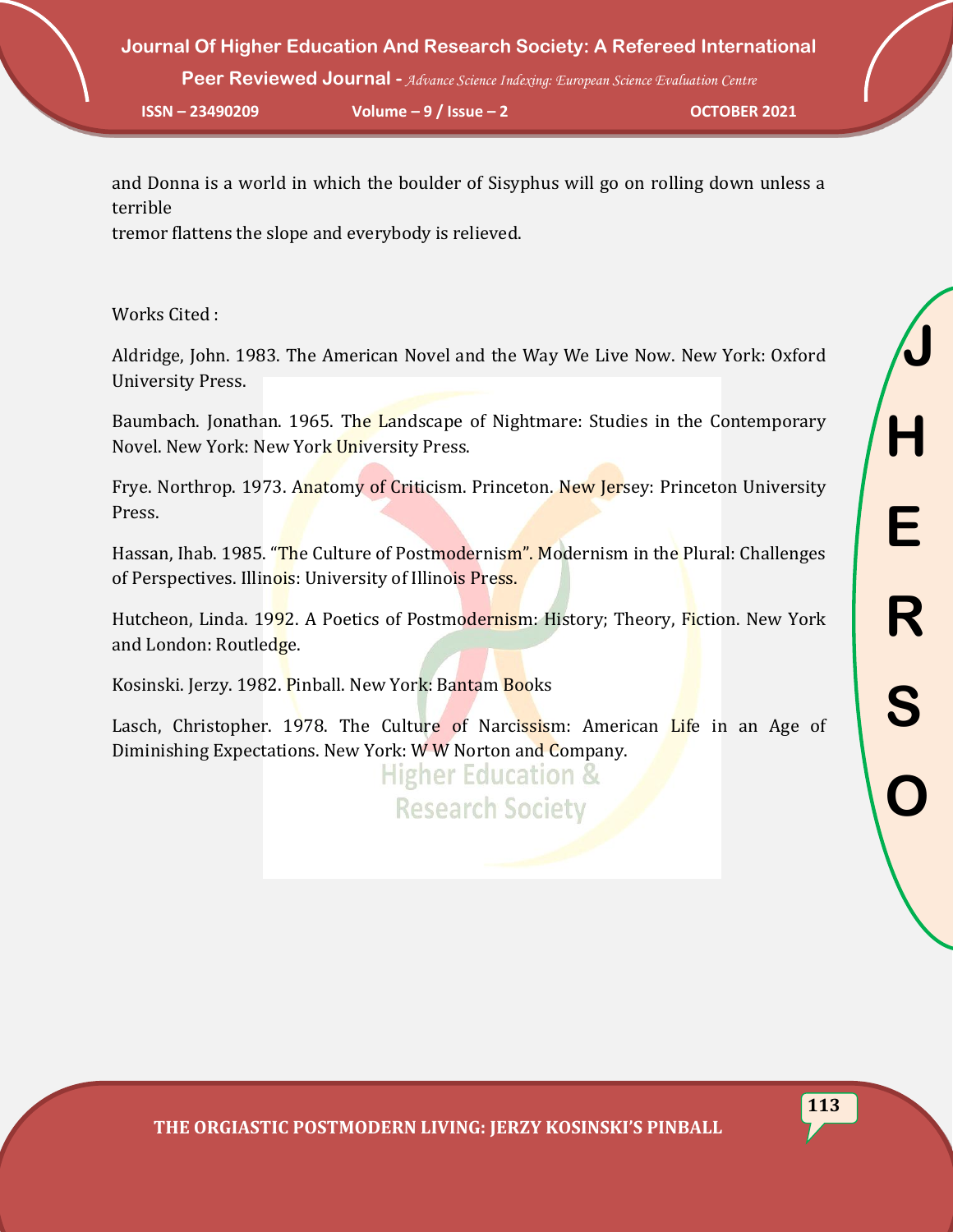and Donna is a world in which the boulder of Sisyphus will go on rolling down unless a terrible tremor flattens the slope and everybody is relieved.

Works Cited :

Aldridge, John. 1983. The American Novel and the Way We Live Now. New York: Oxford University Press.

Baumbach. Jonathan. 1965. The Landscape of Nightmare: Studies in the Contemporary Novel. New York: New York University Press.

Frye. Northrop. 1973. Anatomy of Criticism. Princeton. New Jersey: Princeton University Press.

Hassan, Ihab. 1985. "The Culture of Postmodernism". Modernism in the Plural: Challenges of Perspectives. Illinois: University of Illinois Press.

Hutcheon, Linda. 1992. A Poetics of Postmodernism: History; Theory, Fiction. New York and London: Routledge.

Kosinski. Jerzy. 1982. Pinball. New York: Bantam Books

Lasch, Christopher. 1978. The Culture of Narcissism: American Life in an Age of Diminishing Expectations. New York: W W Norton and Company.